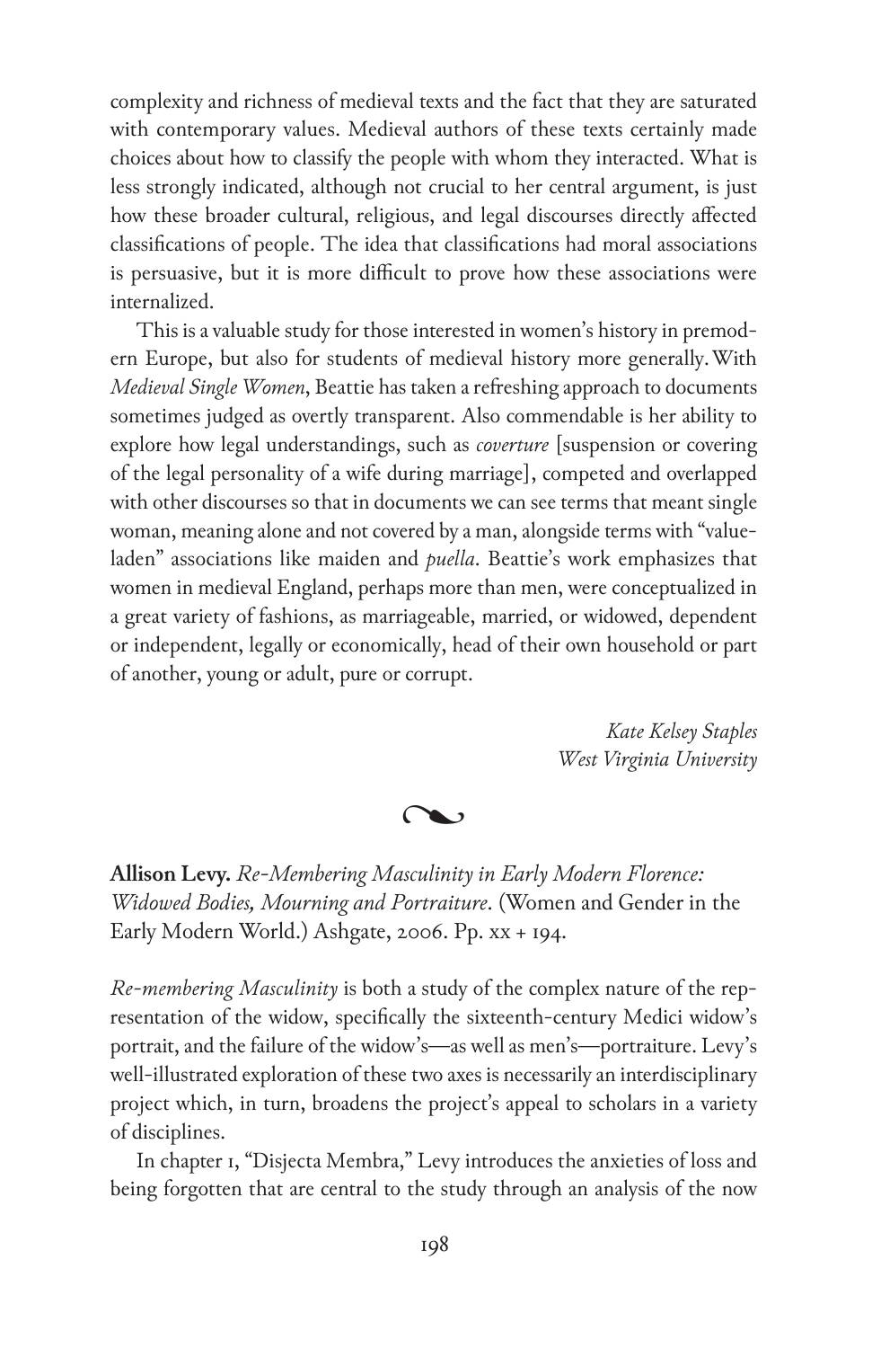complexity and richness of medieval texts and the fact that they are saturated with contemporary values. Medieval authors of these texts certainly made choices about how to classify the people with whom they interacted. What is less strongly indicated, although not crucial to her central argument, is just how these broader cultural, religious, and legal discourses directly affected classifications of people. The idea that classifications had moral associations is persuasive, but it is more difficult to prove how these associations were internalized.

This is a valuable study for those interested in women's history in premodern Europe, but also for students of medieval history more generally. With *Medieval Single Women*, Beattie has taken a refreshing approach to documents sometimes judged as overtly transparent. Also commendable is her ability to explore how legal understandings, such as *coverture* [suspension or covering of the legal personality of a wife during marriage], competed and overlapped with other discourses so that in documents we can see terms that meant single woman, meaning alone and not covered by a man, alongside terms with "value-laden" associations like maiden and *puella*. Beattie's work emphasizes that women in medieval England, perhaps more than men, were conceptualized in a great variety of fashions, as marriageable, married, or widowed, dependent or independent, legally or economically, head of their own household or part of another, young or adult, pure or corrupt.

*Kate Kelsey Staples*
*West Virginia University*

**Allison Levy.** *Re-Membering Masculinity in Early Modern Florence: Widowed Bodies, Mourning and Portraiture*. (Women and Gender in the Early Modern World.) Ashgate, 2006. Pp. xx + 194.

*Re-membering Masculinity* is both a study of the complex nature of the representation of the widow, specifically the sixteenth-century Medici widow's portrait, and the failure of the widow's—as well as men's—portraiture. Levy's well-illustrated exploration of these two axes is necessarily an interdisciplinary project which, in turn, broadens the project's appeal to scholars in a variety of disciplines.

In chapter 1, "Disjecta Membra," Levy introduces the anxieties of loss and being forgotten that are central to the study through an analysis of the now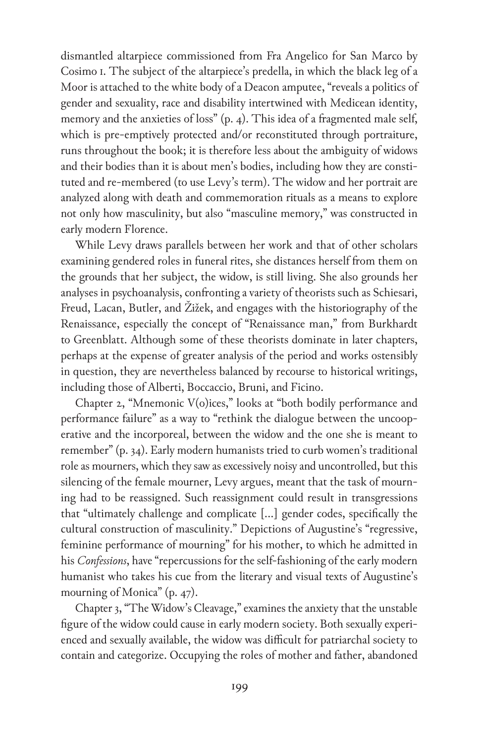dismantled altarpiece commissioned from Fra Angelico for San Marco by Cosimo I. The subject of the altarpiece's predella, in which the black leg of a Moor is attached to the white body of a Deacon amputee, "reveals a politics of gender and sexuality, race and disability intertwined with Medicean identity, memory and the anxieties of loss" (p. 4). This idea of a fragmented male self, which is pre-emptively protected and/or reconstituted through portraiture, runs throughout the book; it is therefore less about the ambiguity of widows and their bodies than it is about men's bodies, including how they are constituted and re-membered (to use Levy's term). The widow and her portrait are analyzed along with death and commemoration rituals as a means to explore not only how masculinity, but also "masculine memory," was constructed in early modern Florence.

While Levy draws parallels between her work and that of other scholars examining gendered roles in funeral rites, she distances herself from them on the grounds that her subject, the widow, is still living. She also grounds her analyses in psychoanalysis, confronting a variety of theorists such as Schiesari, Freud, Lacan, Butler, and Žižek, and engages with the historiography of the Renaissance, especially the concept of "Renaissance man," from Burkhardt to Greenblatt. Although some of these theorists dominate in later chapters, perhaps at the expense of greater analysis of the period and works ostensibly in question, they are nevertheless balanced by recourse to historical writings, including those of Alberti, Boccaccio, Bruni, and Ficino.

Chapter 2, "Mnemonic V(o)ices," looks at "both bodily performance and performance failure" as a way to "rethink the dialogue between the uncooperative and the incorporeal, between the widow and the one she is meant to remember" (p. 34). Early modern humanists tried to curb women's traditional role as mourners, which they saw as excessively noisy and uncontrolled, but this silencing of the female mourner, Levy argues, meant that the task of mourning had to be reassigned. Such reassignment could result in transgressions that "ultimately challenge and complicate [...] gender codes, specifically the cultural construction of masculinity." Depictions of Augustine's "regressive, feminine performance of mourning" for his mother, to which he admitted in his *Confessions*, have "repercussions for the self-fashioning of the early modern humanist who takes his cue from the literary and visual texts of Augustine's mourning of Monica" (p. 47).

Chapter 3, "The Widow's Cleavage," examines the anxiety that the unstable figure of the widow could cause in early modern society. Both sexually experienced and sexually available, the widow was difficult for patriarchal society to contain and categorize. Occupying the roles of mother and father, abandoned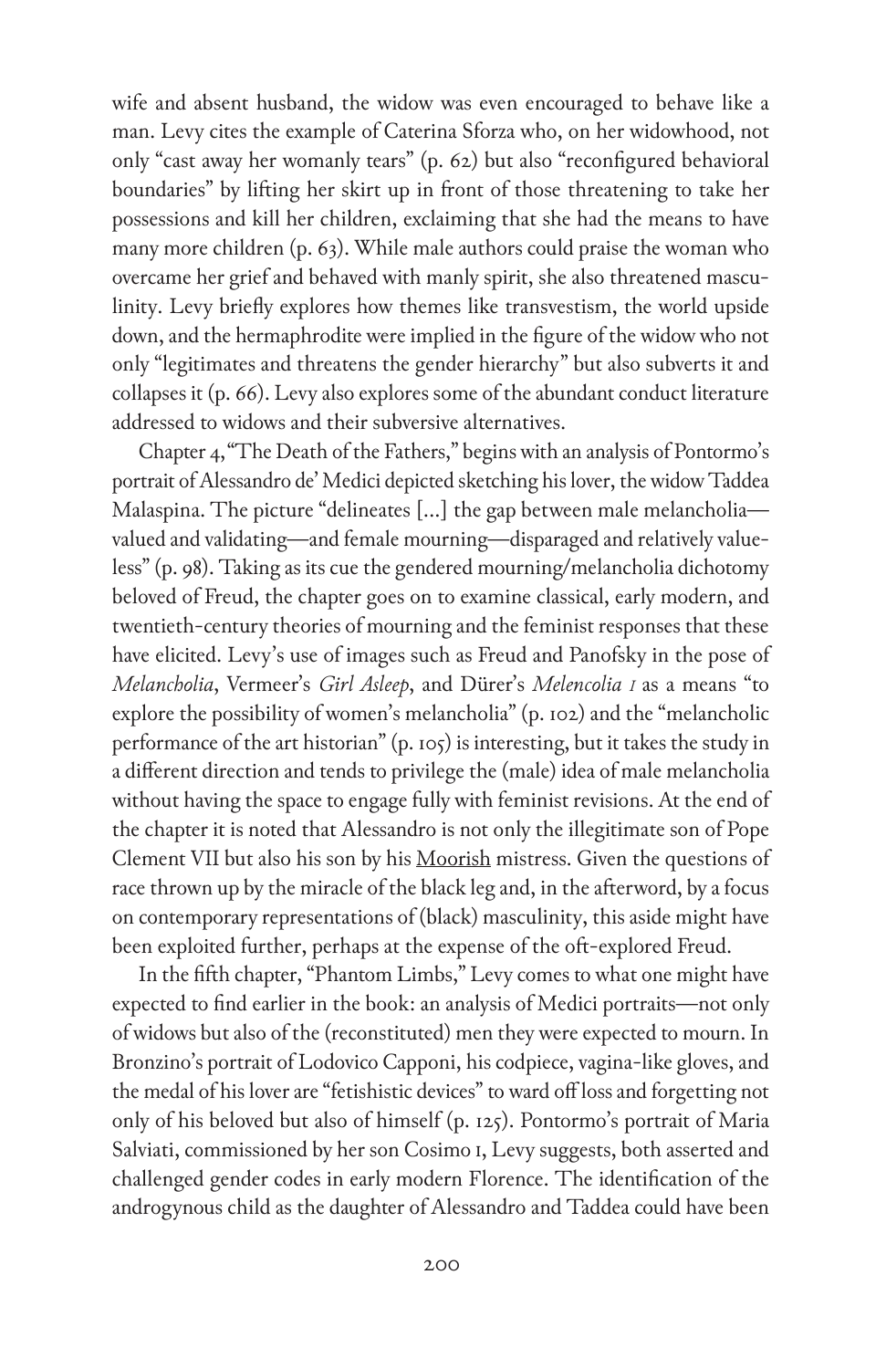wife and absent husband, the widow was even encouraged to behave like a man. Levy cites the example of Caterina Sforza who, on her widowhood, not only "cast away her womanly tears" (p. 62) but also "reconfigured behavioral boundaries" by lifting her skirt up in front of those threatening to take her possessions and kill her children, exclaiming that she had the means to have many more children (p. 63). While male authors could praise the woman who overcame her grief and behaved with manly spirit, she also threatened masculinity. Levy briefly explores how themes like transvestism, the world upside down, and the hermaphrodite were implied in the figure of the widow who not only "legitimates and threatens the gender hierarchy" but also subverts it and collapses it (p. 66). Levy also explores some of the abundant conduct literature addressed to widows and their subversive alternatives.

Chapter 4, "The Death of the Fathers," begins with an analysis of Pontormo's portrait of Alessandro de' Medici depicted sketching his lover, the widow Taddea Malaspina. The picture "delineates [...] the gap between male melancholia—valued and validating—and female mourning—disparaged and relatively valueless" (p. 98). Taking as its cue the gendered mourning/melancholia dichotomy beloved of Freud, the chapter goes on to examine classical, early modern, and twentieth-century theories of mourning and the feminist responses that these have elicited. Levy's use of images such as Freud and Panofsky in the pose of *Melancholia*, Vermeer's *Girl Asleep*, and Dürer's *Melencolia I* as a means "to explore the possibility of women's melancholia" (p. 102) and the "melancholic performance of the art historian" (p. 105) is interesting, but it takes the study in a different direction and tends to privilege the (male) idea of male melancholia without having the space to engage fully with feminist revisions. At the end of the chapter it is noted that Alessandro is not only the illegitimate son of Pope Clement VII but also his son by his <u>Moorish</u> mistress. Given the questions of race thrown up by the miracle of the black leg and, in the afterword, by a focus on contemporary representations of (black) masculinity, this aside might have been exploited further, perhaps at the expense of the oft-explored Freud.

In the fifth chapter, "Phantom Limbs," Levy comes to what one might have expected to find earlier in the book: an analysis of Medici portraits—not only of widows but also of the (reconstituted) men they were expected to mourn. In Bronzino's portrait of Lodovico Capponi, his codpiece, vagina-like gloves, and the medal of his lover are "fetishistic devices" to ward off loss and forgetting not only of his beloved but also of himself (p. 125). Pontormo's portrait of Maria Salviati, commissioned by her son Cosimo I, Levy suggests, both asserted and challenged gender codes in early modern Florence. The identification of the androgynous child as the daughter of Alessandro and Taddea could have been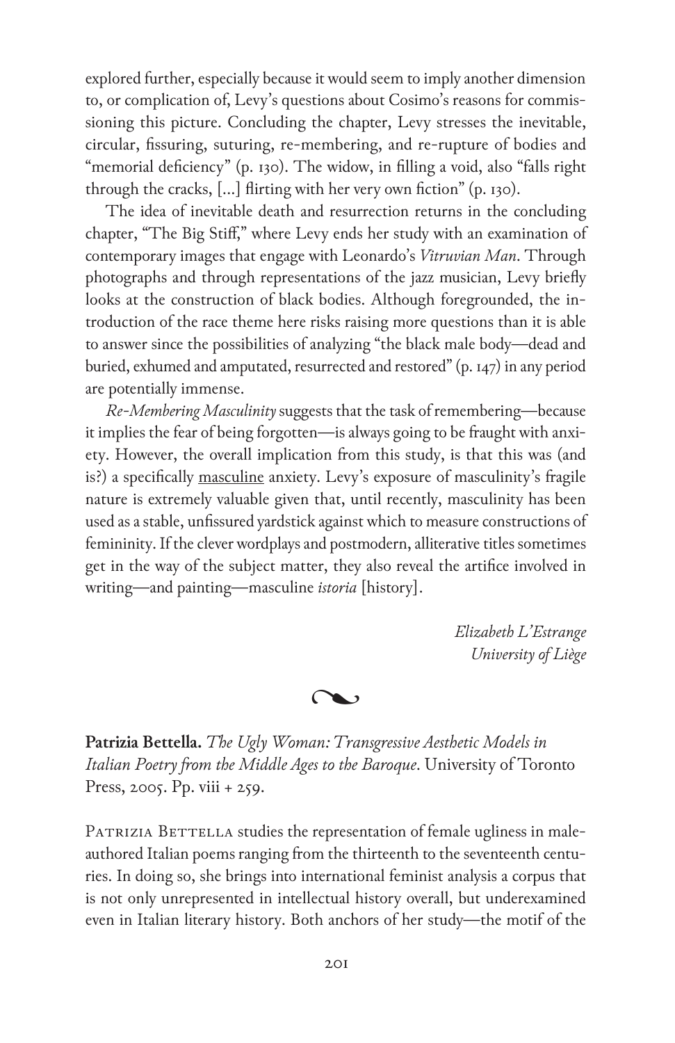explored further, especially because it would seem to imply another dimension to, or complication of, Levy's questions about Cosimo's reasons for commissioning this picture. Concluding the chapter, Levy stresses the inevitable, circular, fissuring, suturing, re-membering, and re-rupture of bodies and "memorial deficiency" (p. 130). The widow, in filling a void, also "falls right through the cracks, [...] flirting with her very own fiction" (p. 130).

The idea of inevitable death and resurrection returns in the concluding chapter, "The Big Stiff," where Levy ends her study with an examination of contemporary images that engage with Leonardo's *Vitruvian Man*. Through photographs and through representations of the jazz musician, Levy briefly looks at the construction of black bodies. Although foregrounded, the introduction of the race theme here risks raising more questions than it is able to answer since the possibilities of analyzing "the black male body—dead and buried, exhumed and amputated, resurrected and restored" (p. 147) in any period are potentially immense.

*Re-Membering Masculinity* suggests that the task of remembering—because it implies the fear of being forgotten—is always going to be fraught with anxiety. However, the overall implication from this study, is that this was (and is?) a specifically <u>masculine</u> anxiety. Levy's exposure of masculinity's fragile nature is extremely valuable given that, until recently, masculinity has been used as a stable, unfissured yardstick against which to measure constructions of femininity. If the clever wordplays and postmodern, alliterative titles sometimes get in the way of the subject matter, they also reveal the artifice involved in writing—and painting—masculine *istoria* [history].

*Elizabeth L'Estrange*
*University of Liège*

**Patrizia Bettella.** *The Ugly Woman: Transgressive Aesthetic Models in Italian Poetry from the Middle Ages to the Baroque*. University of Toronto Press, 2005. Pp. viii + 259.

Patrizia Bettella studies the representation of female ugliness in male-authored Italian poems ranging from the thirteenth to the seventeenth centuries. In doing so, she brings into international feminist analysis a corpus that is not only unrepresented in intellectual history overall, but underexamined even in Italian literary history. Both anchors of her study—the motif of the